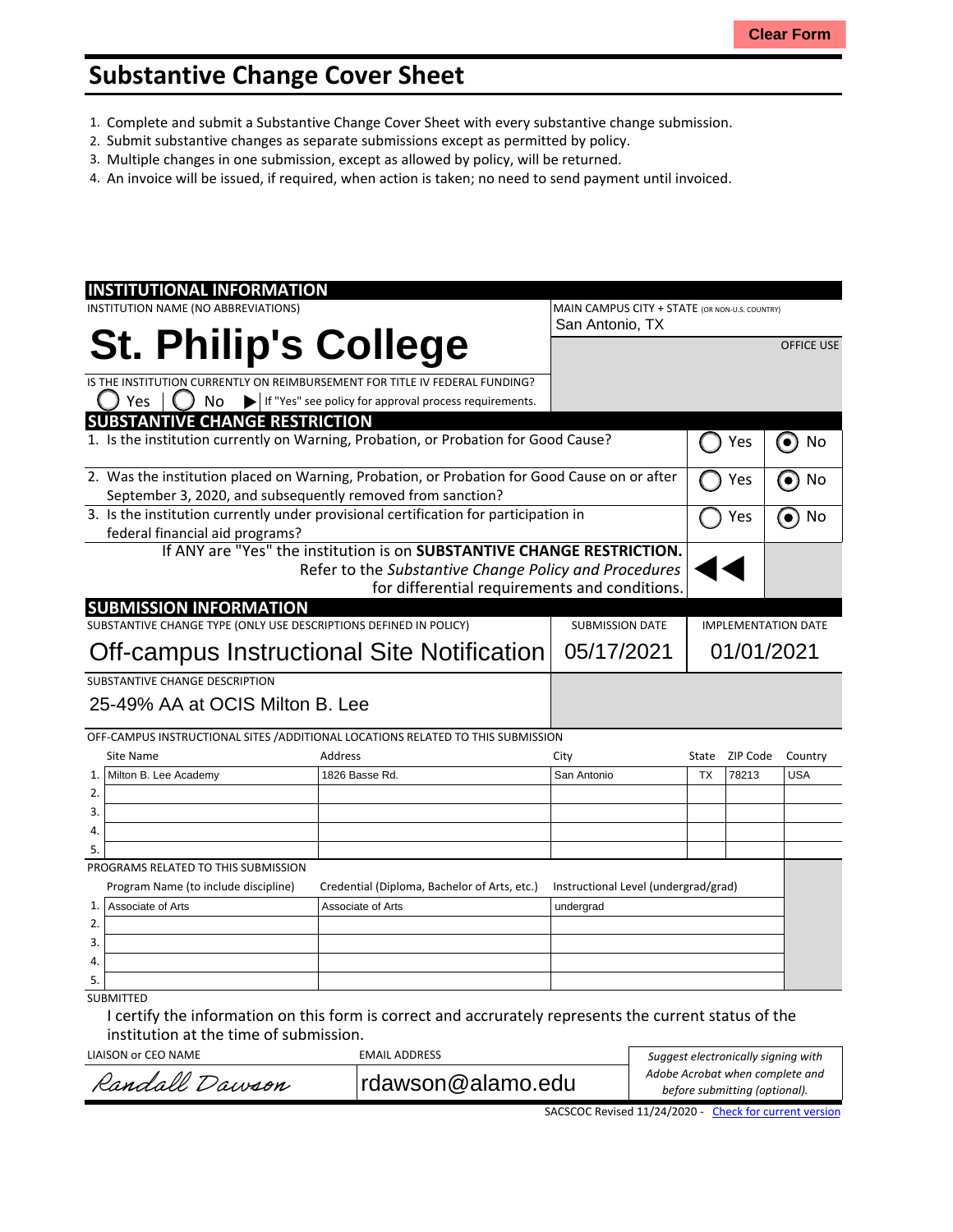Clear Form

# Substantive Change Cover Sheet

1. Complete and submit a Substantive Change Cover Sheet with every substantive change submission.
2. Submit substantive changes as separate submissions except as permitted by policy.
3. Multiple changes in one submission, except as allowed by policy, will be returned.
4. An invoice will be issued, if required, when action is taken; no need to send payment until invoiced.

## INSTITUTIONAL INFORMATION

INSTITUTION NAME (NO ABBREVIATIONS)

**St. Philip's College**

MAIN CAMPUS CITY + STATE (OR NON-U.S. COUNTRY)

San Antonio, TX

OFFICE USE

IS THE INSTITUTION CURRENTLY ON REIMBURSEMENT FOR TITLE IV FEDERAL FUNDING?

◯ Yes | ◯ No ▶ If "Yes" see policy for approval process requirements.

## SUBSTANTIVE CHANGE RESTRICTION

| Question | Yes | No |
|---|---|---|
| 1. Is the institution currently on Warning, Probation, or Probation for Good Cause? | ◯ | ◉ |
| 2. Was the institution placed on Warning, Probation, or Probation for Good Cause on or after September 3, 2020, and subsequently removed from sanction? | ◯ | ◉ |
| 3. Is the institution currently under provisional certification for participation in federal financial aid programs? | ◯ | ◉ |

If ANY are "Yes" the institution is on **SUBSTANTIVE CHANGE RESTRICTION.** Refer to the *Substantive Change Policy and Procedures* for differential requirements and conditions.

## SUBMISSION INFORMATION

| SUBSTANTIVE CHANGE TYPE (ONLY USE DESCRIPTIONS DEFINED IN POLICY) | SUBMISSION DATE | IMPLEMENTATION DATE |
|---|---|---|
| Off-campus Instructional Site Notification | 05/17/2021 | 01/01/2021 |

SUBSTANTIVE CHANGE DESCRIPTION

25-49% AA at OCIS Milton B. Lee

OFF-CAMPUS INSTRUCTIONAL SITES /ADDITIONAL LOCATIONS RELATED TO THIS SUBMISSION

| | Site Name | Address | City | State | ZIP Code | Country |
|---|---|---|---|---|---|---|
| 1. | Milton B. Lee Academy | 1826 Basse Rd. | San Antonio | TX | 78213 | USA |
| 2. | | | | | | |
| 3. | | | | | | |
| 4. | | | | | | |
| 5. | | | | | | |

PROGRAMS RELATED TO THIS SUBMISSION

| | Program Name (to include discipline) | Credential (Diploma, Bachelor of Arts, etc.) | Instructional Level (undergrad/grad) |
|---|---|---|---|
| 1. | Associate of Arts | Associate of Arts | undergrad |
| 2. | | | |
| 3. | | | |
| 4. | | | |
| 5. | | | |

SUBMITTED

I certify the information on this form is correct and accrurately represents the current status of the institution at the time of submission.

| LIAISON or CEO NAME | EMAIL ADDRESS | |
|---|---|---|
| Randall Dawson | rdawson@alamo.edu | *Suggest electronically signing with Adobe Acrobat when complete and before submitting (optional).* |

SACSCOC Revised 11/24/2020 - Check for current version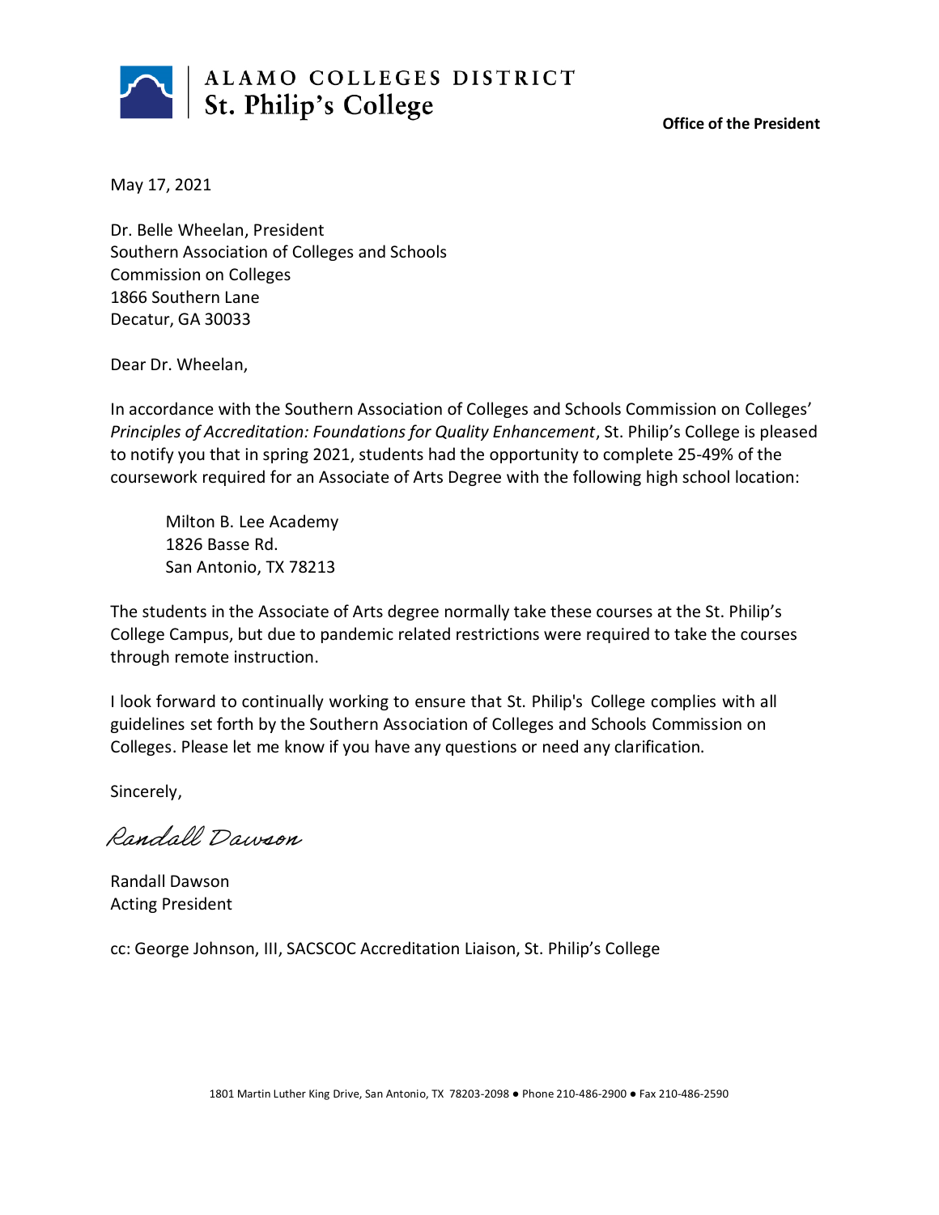ALAMO COLLEGES DISTRICT
St. Philip's College

**Office of the President**

May 17, 2021

Dr. Belle Wheelan, President
Southern Association of Colleges and Schools
Commission on Colleges
1866 Southern Lane
Decatur, GA 30033

Dear Dr. Wheelan,

In accordance with the Southern Association of Colleges and Schools Commission on Colleges' *Principles of Accreditation: Foundations for Quality Enhancement*, St. Philip's College is pleased to notify you that in spring 2021, students had the opportunity to complete 25-49% of the coursework required for an Associate of Arts Degree with the following high school location:

> Milton B. Lee Academy
> 1826 Basse Rd.
> San Antonio, TX 78213

The students in the Associate of Arts degree normally take these courses at the St. Philip's College Campus, but due to pandemic related restrictions were required to take the courses through remote instruction.

I look forward to continually working to ensure that St. Philip's College complies with all guidelines set forth by the Southern Association of Colleges and Schools Commission on Colleges. Please let me know if you have any questions or need any clarification.

Sincerely,

*Randall Dawson*

Randall Dawson
Acting President

cc: George Johnson, III, SACSCOC Accreditation Liaison, St. Philip's College

1801 Martin Luther King Drive, San Antonio, TX 78203-2098 ● Phone 210-486-2900 ● Fax 210-486-2590